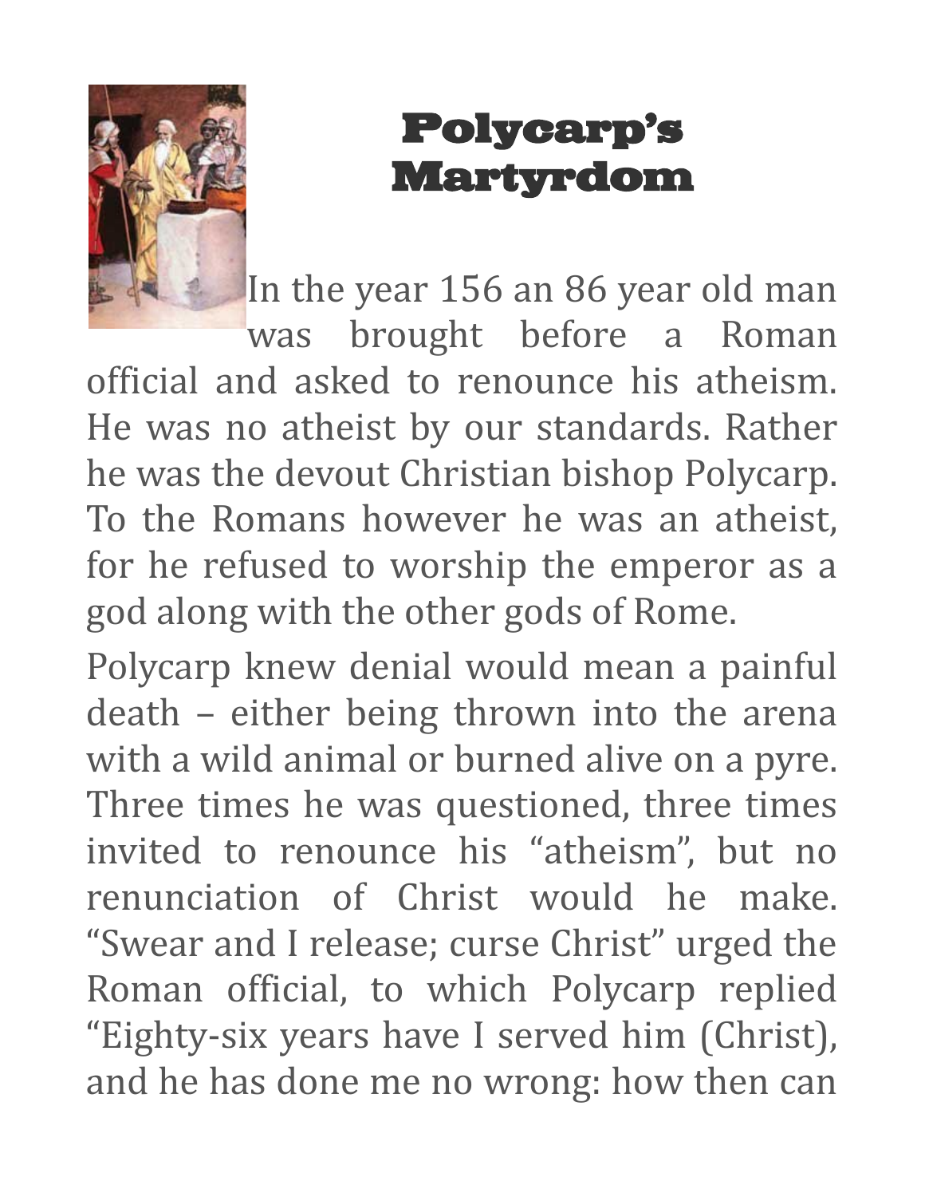# Polycarp's Martyrdom

In the year 156 an 86 year old man was brought before a Roman official and asked to renounce his atheism. He was no atheist by our standards. Rather he was the devout Christian bishop Polycarp. To the Romans however he was an atheist, for he refused to worship the emperor as a god along with the other gods of Rome.

Polycarp knew denial would mean a painful death – either being thrown into the arena with a wild animal or burned alive on a pyre. Three times he was questioned, three times invited to renounce his "atheism", but no renunciation of Christ would he make. "Swear and I release; curse Christ" urged the Roman official, to which Polycarp replied "Eighty-six years have I served him (Christ), and he has done me no wrong: how then can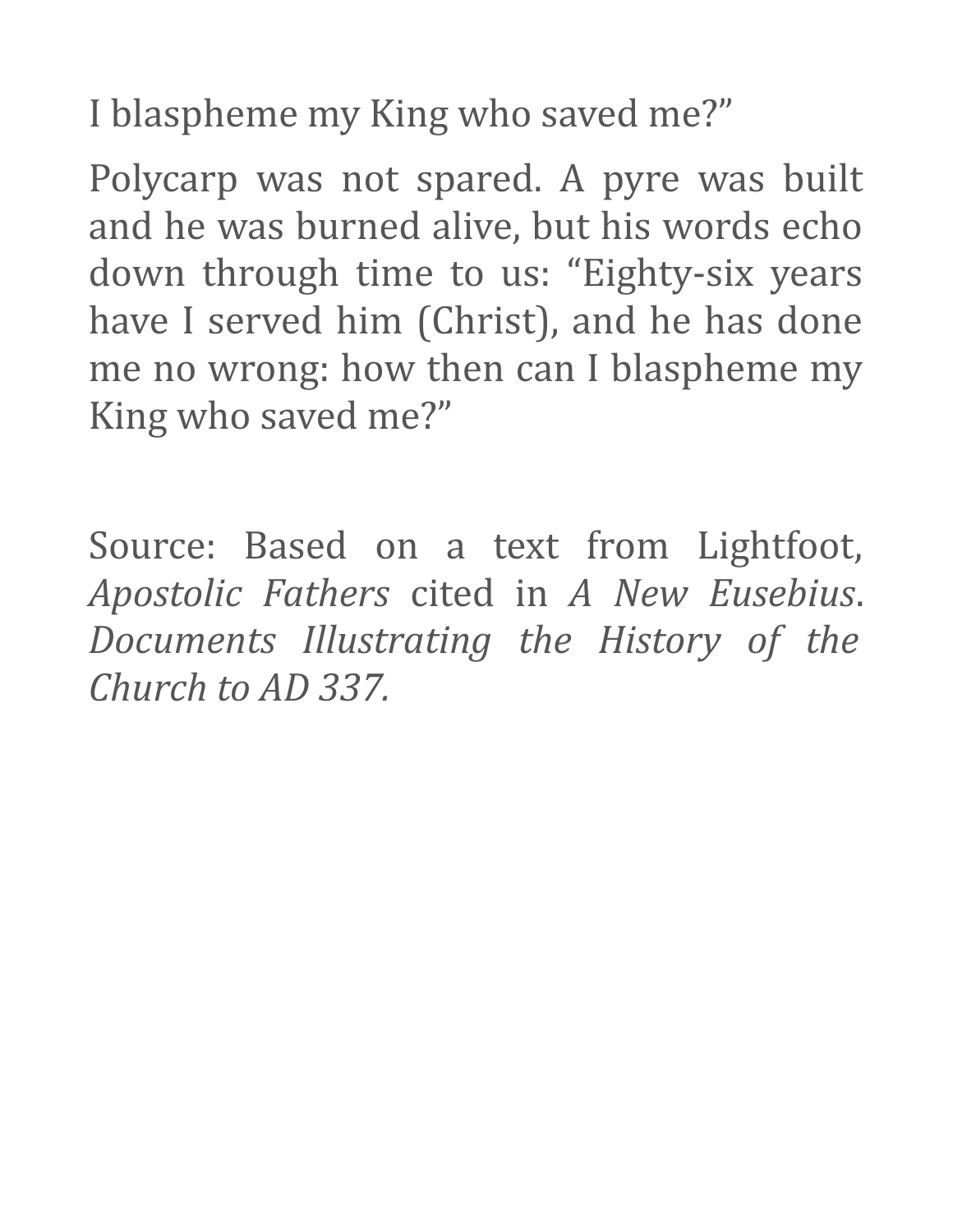I blaspheme my King who saved me?"

Polycarp was not spared. A pyre was built and he was burned alive, but his words echo down through time to us: "Eighty-six years have I served him (Christ), and he has done me no wrong: how then can I blaspheme my King who saved me?"

Source: Based on a text from Lightfoot, *Apostolic Fathers* cited in *A New Eusebius*. *Documents Illustrating the History of the Church to AD 337.*